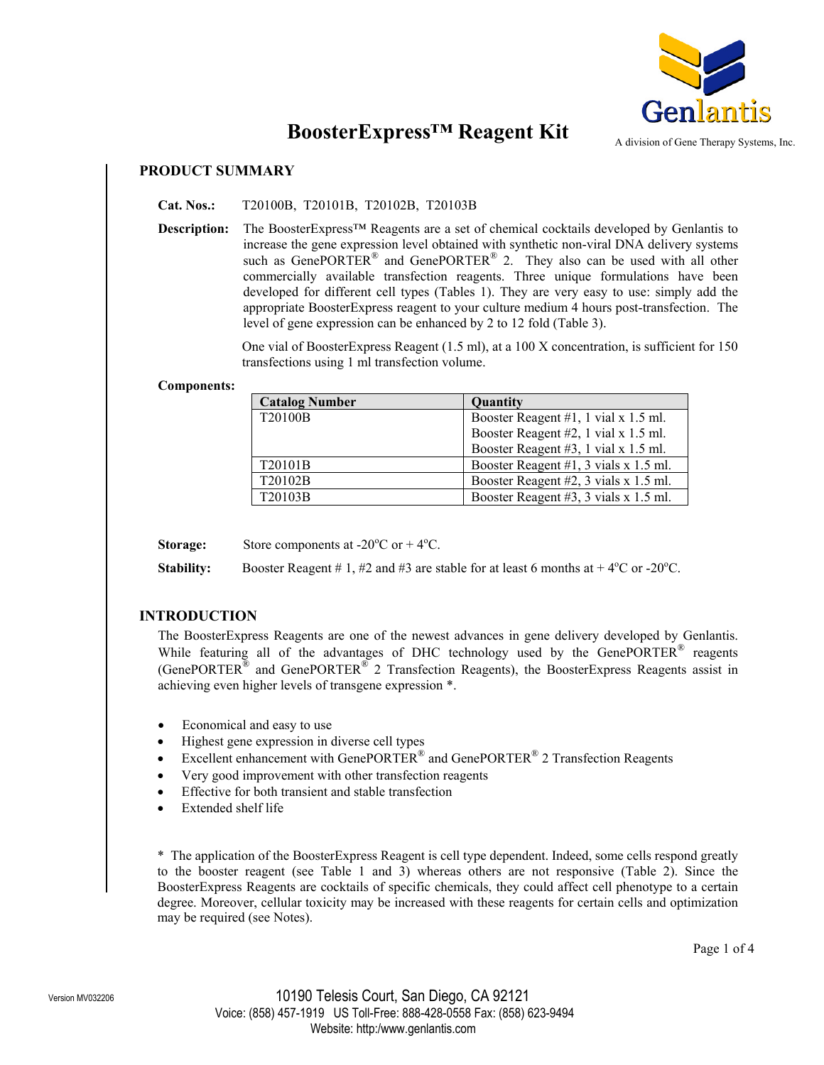# BoosterExpress™ Reagent Kit

Genlantis

A division of Gene Therapy Systems, Inc.

## PRODUCT SUMMARY

**Cat. Nos.:** T20100B, T20101B, T20102B, T20103B

**Description:** The BoosterExpress™ Reagents are a set of chemical cocktails developed by Genlantis to increase the gene expression level obtained with synthetic non-viral DNA delivery systems such as GenePORTER® and GenePORTER® 2. They also can be used with all other commercially available transfection reagents. Three unique formulations have been developed for different cell types (Tables 1). They are very easy to use: simply add the appropriate BoosterExpress reagent to your culture medium 4 hours post-transfection. The level of gene expression can be enhanced by 2 to 12 fold (Table 3).

One vial of BoosterExpress Reagent (1.5 ml), at a 100 X concentration, is sufficient for 150 transfections using 1 ml transfection volume.

**Components:**

| Catalog Number | Quantity |
|---|---|
| T20100B | Booster Reagent #1, 1 vial x 1.5 ml.<br>Booster Reagent #2, 1 vial x 1.5 ml.<br>Booster Reagent #3, 1 vial x 1.5 ml. |
| T20101B | Booster Reagent #1, 3 vials x 1.5 ml. |
| T20102B | Booster Reagent #2, 3 vials x 1.5 ml. |
| T20103B | Booster Reagent #3, 3 vials x 1.5 ml. |

**Storage:** Store components at -20ºC or + 4ºC.

**Stability:** Booster Reagent # 1, #2 and #3 are stable for at least 6 months at + 4ºC or -20ºC.

## INTRODUCTION

The BoosterExpress Reagents are one of the newest advances in gene delivery developed by Genlantis. While featuring all of the advantages of DHC technology used by the GenePORTER® reagents (GenePORTER® and GenePORTER® 2 Transfection Reagents), the BoosterExpress Reagents assist in achieving even higher levels of transgene expression *.

- Economical and easy to use
- Highest gene expression in diverse cell types
- Excellent enhancement with GenePORTER® and GenePORTER® 2 Transfection Reagents
- Very good improvement with other transfection reagents
- Effective for both transient and stable transfection
- Extended shelf life

* The application of the BoosterExpress Reagent is cell type dependent. Indeed, some cells respond greatly to the booster reagent (see Table 1 and 3) whereas others are not responsive (Table 2). Since the BoosterExpress Reagents are cocktails of specific chemicals, they could affect cell phenotype to a certain degree. Moreover, cellular toxicity may be increased with these reagents for certain cells and optimization may be required (see Notes).

Version MV032206

10190 Telesis Court, San Diego, CA 92121
Voice: (858) 457-1919 US Toll-Free: 888-428-0558 Fax: (858) 623-9494
Website: http:/www.genlantis.com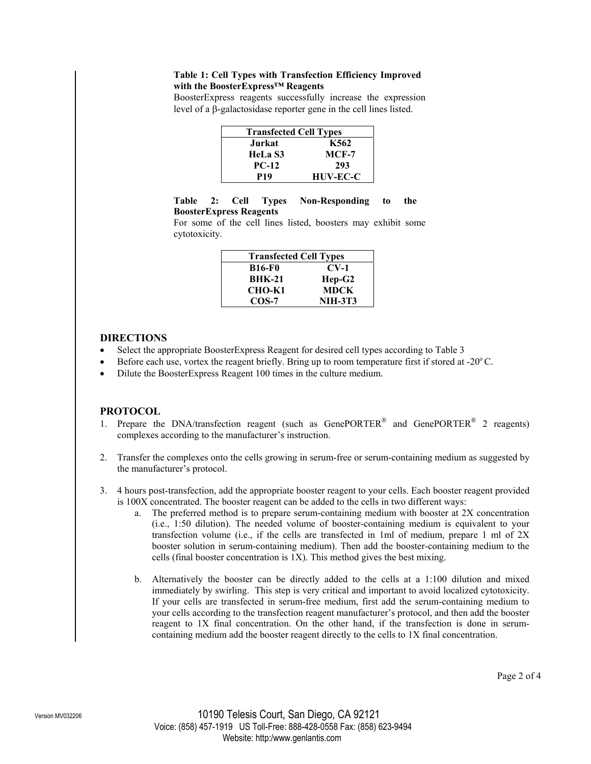**Table 1: Cell Types with Transfection Efficiency Improved with the BoosterExpress™ Reagents**

BoosterExpress reagents successfully increase the expression level of a β-galactosidase reporter gene in the cell lines listed.

| Transfected Cell Types | |
|---|---|
| **Jurkat** | **K562** |
| **HeLa S3** | **MCF-7** |
| **PC-12** | **293** |
| **P19** | **HUV-EC-C** |

**Table 2: Cell Types Non-Responding to the BoosterExpress Reagents**

For some of the cell lines listed, boosters may exhibit some cytotoxicity.

| Transfected Cell Types | |
|---|---|
| **B16-F0** | **CV-1** |
| **BHK-21** | **Hep-G2** |
| **CHO-K1** | **MDCK** |
| **COS-7** | **NIH-3T3** |

## DIRECTIONS

- Select the appropriate BoosterExpress Reagent for desired cell types according to Table 3
- Before each use, vortex the reagent briefly. Bring up to room temperature first if stored at -20$^{o}$C.
- Dilute the BoosterExpress Reagent 100 times in the culture medium.

## PROTOCOL

1. Prepare the DNA/transfection reagent (such as GenePORTER® and GenePORTER® 2 reagents) complexes according to the manufacturer's instruction.

2. Transfer the complexes onto the cells growing in serum-free or serum-containing medium as suggested by the manufacturer's protocol.

3. 4 hours post-transfection, add the appropriate booster reagent to your cells. Each booster reagent provided is 100X concentrated. The booster reagent can be added to the cells in two different ways:
   a. The preferred method is to prepare serum-containing medium with booster at 2X concentration (i.e., 1:50 dilution). The needed volume of booster-containing medium is equivalent to your transfection volume (i.e., if the cells are transfected in 1ml of medium, prepare 1 ml of 2X booster solution in serum-containing medium). Then add the booster-containing medium to the cells (final booster concentration is 1X). This method gives the best mixing.

   b. Alternatively the booster can be directly added to the cells at a 1:100 dilution and mixed immediately by swirling. This step is very critical and important to avoid localized cytotoxicity. If your cells are transfected in serum-free medium, first add the serum-containing medium to your cells according to the transfection reagent manufacturer's protocol, and then add the booster reagent to 1X final concentration. On the other hand, if the transfection is done in serum-containing medium add the booster reagent directly to the cells to 1X final concentration.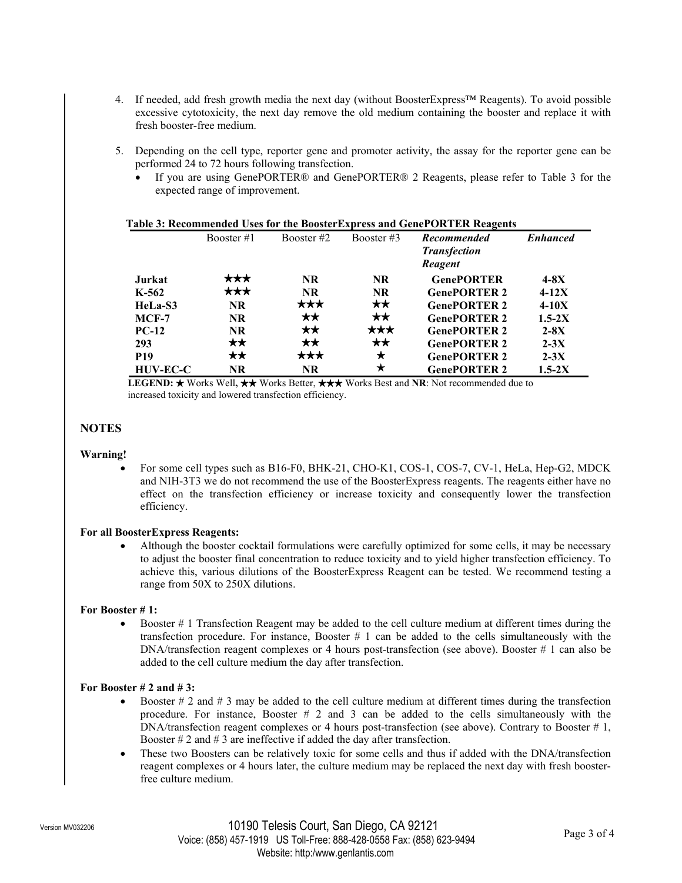4. If needed, add fresh growth media the next day (without BoosterExpress™ Reagents). To avoid possible excessive cytotoxicity, the next day remove the old medium containing the booster and replace it with fresh booster-free medium.

5. Depending on the cell type, reporter gene and promoter activity, the assay for the reporter gene can be performed 24 to 72 hours following transfection.
   - If you are using GenePORTER® and GenePORTER® 2 Reagents, please refer to Table 3 for the expected range of improvement.

**Table 3: Recommended Uses for the BoosterExpress and GenePORTER Reagents**

| | Booster #1 | Booster #2 | Booster #3 | ***Recommended Transfection Reagent*** | ***Enhanced*** |
|---|---|---|---|---|---|
| **Jurkat** | ★★★ | **NR** | **NR** | **GenePORTER** | **4-8X** |
| **K-562** | ★★★ | **NR** | **NR** | **GenePORTER 2** | **4-12X** |
| **HeLa-S3** | **NR** | ★★★ | ★★ | **GenePORTER 2** | **4-10X** |
| **MCF-7** | **NR** | ★★ | ★★ | **GenePORTER 2** | **1.5-2X** |
| **PC-12** | **NR** | ★★ | ★★★ | **GenePORTER 2** | **2-8X** |
| **293** | ★★ | ★★ | ★★ | **GenePORTER 2** | **2-3X** |
| **P19** | ★★ | ★★★ | ★ | **GenePORTER 2** | **2-3X** |
| **HUV-EC-C** | **NR** | **NR** | ★ | **GenePORTER 2** | **1.5-2X** |

**LEGEND:** ★ Works Well**,** ★★ Works Better, ★★★ Works Best and **NR**: Not recommended due to increased toxicity and lowered transfection efficiency.

## NOTES

**Warning!**

- For some cell types such as B16-F0, BHK-21, CHO-K1, COS-1, COS-7, CV-1, HeLa, Hep-G2, MDCK and NIH-3T3 we do not recommend the use of the BoosterExpress reagents. The reagents either have no effect on the transfection efficiency or increase toxicity and consequently lower the transfection efficiency.

**For all BoosterExpress Reagents:**

- Although the booster cocktail formulations were carefully optimized for some cells, it may be necessary to adjust the booster final concentration to reduce toxicity and to yield higher transfection efficiency. To achieve this, various dilutions of the BoosterExpress Reagent can be tested. We recommend testing a range from 50X to 250X dilutions.

**For Booster # 1:**

- Booster # 1 Transfection Reagent may be added to the cell culture medium at different times during the transfection procedure. For instance, Booster # 1 can be added to the cells simultaneously with the DNA/transfection reagent complexes or 4 hours post-transfection (see above). Booster # 1 can also be added to the cell culture medium the day after transfection.

**For Booster # 2 and # 3:**

- Booster # 2 and # 3 may be added to the cell culture medium at different times during the transfection procedure. For instance, Booster # 2 and 3 can be added to the cells simultaneously with the DNA/transfection reagent complexes or 4 hours post-transfection (see above). Contrary to Booster # 1, Booster # 2 and # 3 are ineffective if added the day after transfection.
- These two Boosters can be relatively toxic for some cells and thus if added with the DNA/transfection reagent complexes or 4 hours later, the culture medium may be replaced the next day with fresh booster-free culture medium.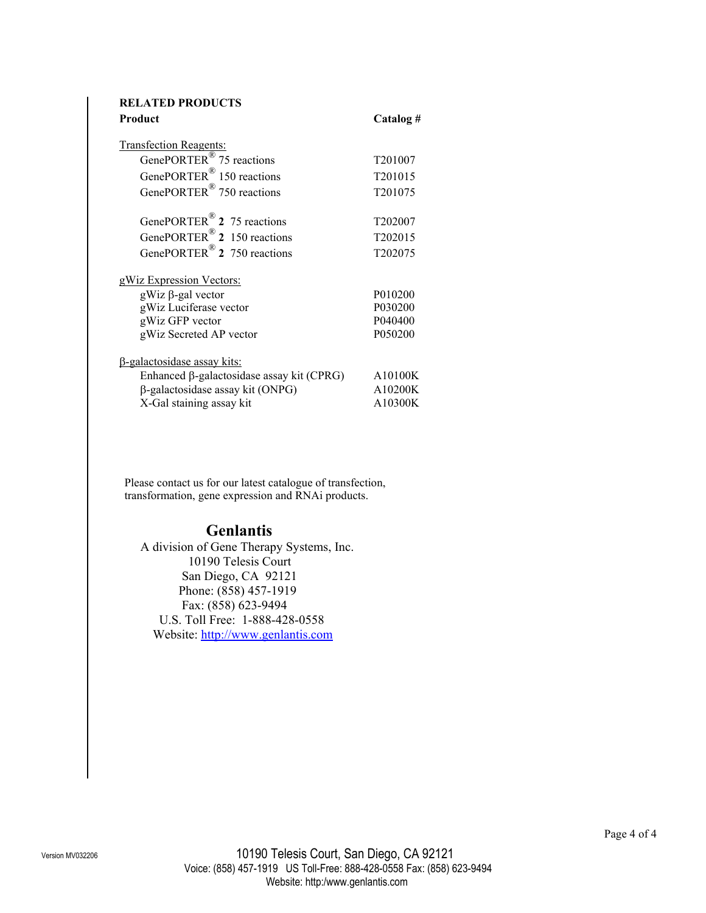## RELATED PRODUCTS

| Product | Catalog # |
|---|---|
| Transfection Reagents: | |
| GenePORTER® 75 reactions | T201007 |
| GenePORTER® 150 reactions | T201015 |
| GenePORTER® 750 reactions | T201075 |
| GenePORTER® **2** 75 reactions | T202007 |
| GenePORTER® **2** 150 reactions | T202015 |
| GenePORTER® **2** 750 reactions | T202075 |
| gWiz Expression Vectors: | |
| gWiz β-gal vector | P010200 |
| gWiz Luciferase vector | P030200 |
| gWiz GFP vector | P040400 |
| gWiz Secreted AP vector | P050200 |
| β-galactosidase assay kits: | |
| Enhanced β-galactosidase assay kit (CPRG) | A10100K |
| β-galactosidase assay kit (ONPG) | A10200K |
| X-Gal staining assay kit | A10300K |

Please contact us for our latest catalogue of transfection, transformation, gene expression and RNAi products.

**Genlantis**

A division of Gene Therapy Systems, Inc.
10190 Telesis Court
San Diego, CA 92121
Phone: (858) 457-1919
Fax: (858) 623-9494
U.S. Toll Free: 1-888-428-0558
Website: http://www.genlantis.com

Version MV032206